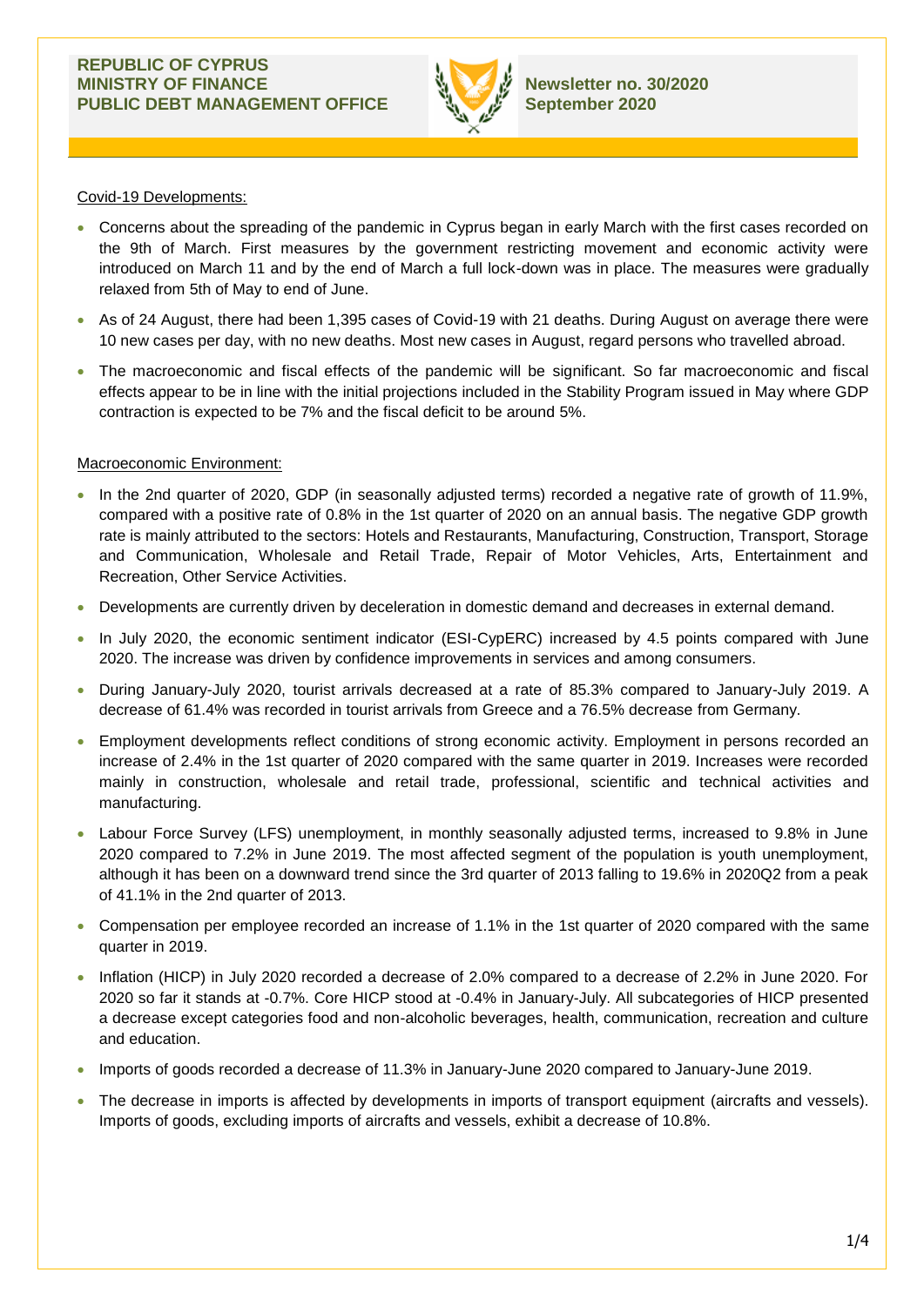**REPUBLIC OF CYPRUS**
**MINISTRY OF FINANCE**
**PUBLIC DEBT MANAGEMENT OFFICE**

**Newsletter no. 30/2020**
**September 2020**

## Covid-19 Developments:

- Concerns about the spreading of the pandemic in Cyprus began in early March with the first cases recorded on the 9th of March. First measures by the government restricting movement and economic activity were introduced on March 11 and by the end of March a full lock-down was in place. The measures were gradually relaxed from 5th of May to end of June.
- As of 24 August, there had been 1,395 cases of Covid-19 with 21 deaths. During August on average there were 10 new cases per day, with no new deaths. Most new cases in August, regard persons who travelled abroad.
- The macroeconomic and fiscal effects of the pandemic will be significant. So far macroeconomic and fiscal effects appear to be in line with the initial projections included in the Stability Program issued in May where GDP contraction is expected to be 7% and the fiscal deficit to be around 5%.

## Macroeconomic Environment:

- In the 2nd quarter of 2020, GDP (in seasonally adjusted terms) recorded a negative rate of growth of 11.9%, compared with a positive rate of 0.8% in the 1st quarter of 2020 on an annual basis. The negative GDP growth rate is mainly attributed to the sectors: Hotels and Restaurants, Manufacturing, Construction, Transport, Storage and Communication, Wholesale and Retail Trade, Repair of Motor Vehicles, Arts, Entertainment and Recreation, Other Service Activities.
- Developments are currently driven by deceleration in domestic demand and decreases in external demand.
- In July 2020, the economic sentiment indicator (ESI-CypERC) increased by 4.5 points compared with June 2020. The increase was driven by confidence improvements in services and among consumers.
- During January-July 2020, tourist arrivals decreased at a rate of 85.3% compared to January-July 2019. A decrease of 61.4% was recorded in tourist arrivals from Greece and a 76.5% decrease from Germany.
- Employment developments reflect conditions of strong economic activity. Employment in persons recorded an increase of 2.4% in the 1st quarter of 2020 compared with the same quarter in 2019. Increases were recorded mainly in construction, wholesale and retail trade, professional, scientific and technical activities and manufacturing.
- Labour Force Survey (LFS) unemployment, in monthly seasonally adjusted terms, increased to 9.8% in June 2020 compared to 7.2% in June 2019. The most affected segment of the population is youth unemployment, although it has been on a downward trend since the 3rd quarter of 2013 falling to 19.6% in 2020Q2 from a peak of 41.1% in the 2nd quarter of 2013.
- Compensation per employee recorded an increase of 1.1% in the 1st quarter of 2020 compared with the same quarter in 2019.
- Inflation (HICP) in July 2020 recorded a decrease of 2.0% compared to a decrease of 2.2% in June 2020. For 2020 so far it stands at -0.7%. Core HICP stood at -0.4% in January-July. All subcategories of HICP presented a decrease except categories food and non-alcoholic beverages, health, communication, recreation and culture and education.
- Imports of goods recorded a decrease of 11.3% in January-June 2020 compared to January-June 2019.
- The decrease in imports is affected by developments in imports of transport equipment (aircrafts and vessels). Imports of goods, excluding imports of aircrafts and vessels, exhibit a decrease of 10.8%.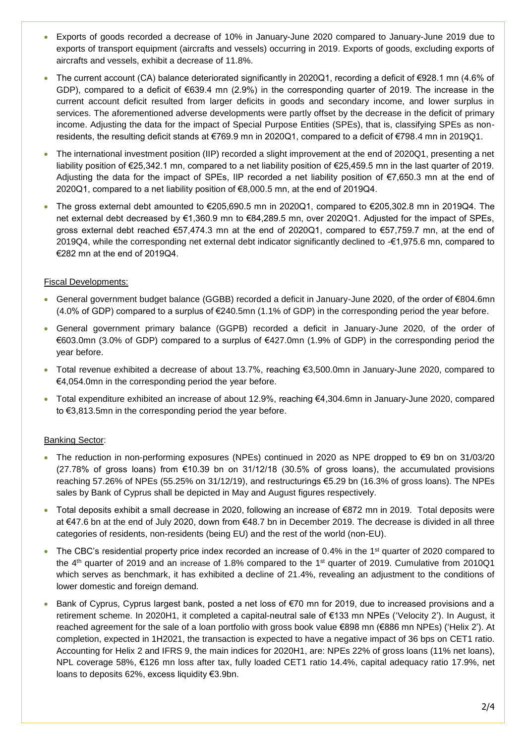- Exports of goods recorded a decrease of 10% in January-June 2020 compared to January-June 2019 due to exports of transport equipment (aircrafts and vessels) occurring in 2019. Exports of goods, excluding exports of aircrafts and vessels, exhibit a decrease of 11.8%.
- The current account (CA) balance deteriorated significantly in 2020Q1, recording a deficit of €928.1 mn (4.6% of GDP), compared to a deficit of €639.4 mn (2.9%) in the corresponding quarter of 2019. The increase in the current account deficit resulted from larger deficits in goods and secondary income, and lower surplus in services. The aforementioned adverse developments were partly offset by the decrease in the deficit of primary income. Adjusting the data for the impact of Special Purpose Entities (SPEs), that is, classifying SPEs as non-residents, the resulting deficit stands at €769.9 mn in 2020Q1, compared to a deficit of €798.4 mn in 2019Q1.
- The international investment position (IIP) recorded a slight improvement at the end of 2020Q1, presenting a net liability position of €25,342.1 mn, compared to a net liability position of €25,459.5 mn in the last quarter of 2019. Adjusting the data for the impact of SPEs, IIP recorded a net liability position of €7,650.3 mn at the end of 2020Q1, compared to a net liability position of €8,000.5 mn, at the end of 2019Q4.
- The gross external debt amounted to €205,690.5 mn in 2020Q1, compared to €205,302.8 mn in 2019Q4. The net external debt decreased by €1,360.9 mn to €84,289.5 mn, over 2020Q1. Adjusted for the impact of SPEs, gross external debt reached €57,474.3 mn at the end of 2020Q1, compared to €57,759.7 mn, at the end of 2019Q4, while the corresponding net external debt indicator significantly declined to -€1,975.6 mn, compared to €282 mn at the end of 2019Q4.

Fiscal Developments:

- General government budget balance (GGBB) recorded a deficit in January-June 2020, of the order of €804.6mn (4.0% of GDP) compared to a surplus of €240.5mn (1.1% of GDP) in the corresponding period the year before.
- General government primary balance (GGPB) recorded a deficit in January-June 2020, of the order of €603.0mn (3.0% of GDP) compared to a surplus of €427.0mn (1.9% of GDP) in the corresponding period the year before.
- Total revenue exhibited a decrease of about 13.7%, reaching €3,500.0mn in January-June 2020, compared to €4,054.0mn in the corresponding period the year before.
- Total expenditure exhibited an increase of about 12.9%, reaching €4,304.6mn in January-June 2020, compared to €3,813.5mn in the corresponding period the year before.

Banking Sector:

- The reduction in non-performing exposures (NPEs) continued in 2020 as NPE dropped to €9 bn on 31/03/20 (27.78% of gross loans) from €10.39 bn on 31/12/18 (30.5% of gross loans), the accumulated provisions reaching 57.26% of NPEs (55.25% on 31/12/19), and restructurings €5.29 bn (16.3% of gross loans). The NPEs sales by Bank of Cyprus shall be depicted in May and August figures respectively.
- Total deposits exhibit a small decrease in 2020, following an increase of €872 mn in 2019. Total deposits were at €47.6 bn at the end of July 2020, down from €48.7 bn in December 2019. The decrease is divided in all three categories of residents, non-residents (being EU) and the rest of the world (non-EU).
- The CBC's residential property price index recorded an increase of 0.4% in the 1st quarter of 2020 compared to the 4th quarter of 2019 and an increase of 1.8% compared to the 1st quarter of 2019. Cumulative from 2010Q1 which serves as benchmark, it has exhibited a decline of 21.4%, revealing an adjustment to the conditions of lower domestic and foreign demand.
- Bank of Cyprus, Cyprus largest bank, posted a net loss of €70 mn for 2019, due to increased provisions and a retirement scheme. In 2020H1, it completed a capital-neutral sale of €133 mn NPEs ('Velocity 2'). In August, it reached agreement for the sale of a loan portfolio with gross book value €898 mn (€886 mn NPEs) ('Helix 2'). At completion, expected in 1H2021, the transaction is expected to have a negative impact of 36 bps on CET1 ratio. Accounting for Helix 2 and IFRS 9, the main indices for 2020H1, are: NPEs 22% of gross loans (11% net loans), NPL coverage 58%, €126 mn loss after tax, fully loaded CET1 ratio 14.4%, capital adequacy ratio 17.9%, net loans to deposits 62%, excess liquidity €3.9bn.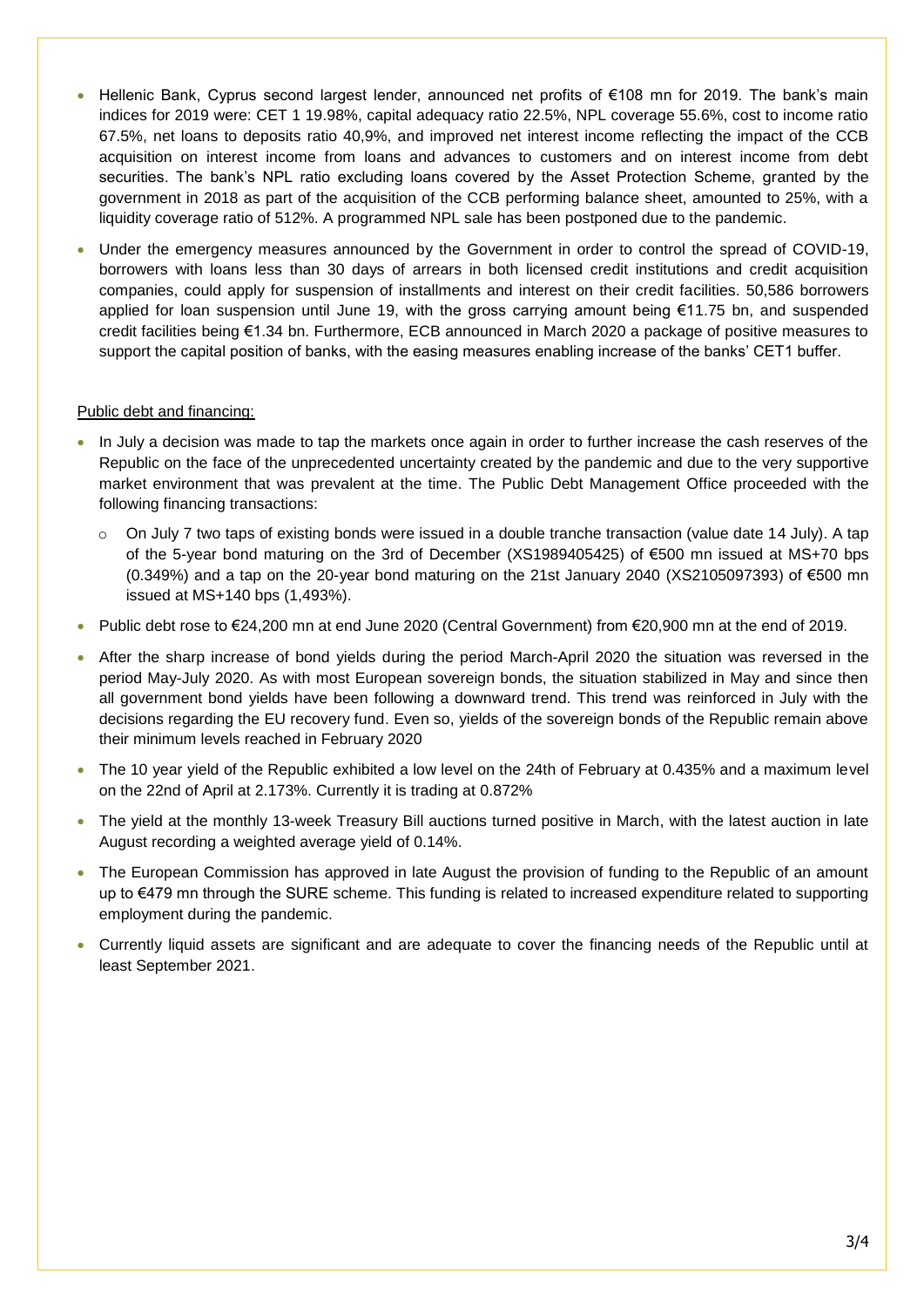- Hellenic Bank, Cyprus second largest lender, announced net profits of €108 mn for 2019. The bank's main indices for 2019 were: CET 1 19.98%, capital adequacy ratio 22.5%, NPL coverage 55.6%, cost to income ratio 67.5%, net loans to deposits ratio 40,9%, and improved net interest income reflecting the impact of the CCB acquisition on interest income from loans and advances to customers and on interest income from debt securities. The bank's NPL ratio excluding loans covered by the Asset Protection Scheme, granted by the government in 2018 as part of the acquisition of the CCB performing balance sheet, amounted to 25%, with a liquidity coverage ratio of 512%. A programmed NPL sale has been postponed due to the pandemic.
- Under the emergency measures announced by the Government in order to control the spread of COVID-19, borrowers with loans less than 30 days of arrears in both licensed credit institutions and credit acquisition companies, could apply for suspension of installments and interest on their credit facilities. 50,586 borrowers applied for loan suspension until June 19, with the gross carrying amount being €11.75 bn, and suspended credit facilities being €1.34 bn. Furthermore, ECB announced in March 2020 a package of positive measures to support the capital position of banks, with the easing measures enabling increase of the banks' CET1 buffer.

Public debt and financing:

- In July a decision was made to tap the markets once again in order to further increase the cash reserves of the Republic on the face of the unprecedented uncertainty created by the pandemic and due to the very supportive market environment that was prevalent at the time. The Public Debt Management Office proceeded with the following financing transactions:
  - On July 7 two taps of existing bonds were issued in a double tranche transaction (value date 14 July). A tap of the 5-year bond maturing on the 3rd of December (XS1989405425) of €500 mn issued at MS+70 bps (0.349%) and a tap on the 20-year bond maturing on the 21st January 2040 (XS2105097393) of €500 mn issued at MS+140 bps (1,493%).
- Public debt rose to €24,200 mn at end June 2020 (Central Government) from €20,900 mn at the end of 2019.
- After the sharp increase of bond yields during the period March-April 2020 the situation was reversed in the period May-July 2020. As with most European sovereign bonds, the situation stabilized in May and since then all government bond yields have been following a downward trend. This trend was reinforced in July with the decisions regarding the EU recovery fund. Even so, yields of the sovereign bonds of the Republic remain above their minimum levels reached in February 2020
- The 10 year yield of the Republic exhibited a low level on the 24th of February at 0.435% and a maximum level on the 22nd of April at 2.173%. Currently it is trading at 0.872%
- The yield at the monthly 13-week Treasury Bill auctions turned positive in March, with the latest auction in late August recording a weighted average yield of 0.14%.
- The European Commission has approved in late August the provision of funding to the Republic of an amount up to €479 mn through the SURE scheme. This funding is related to increased expenditure related to supporting employment during the pandemic.
- Currently liquid assets are significant and are adequate to cover the financing needs of the Republic until at least September 2021.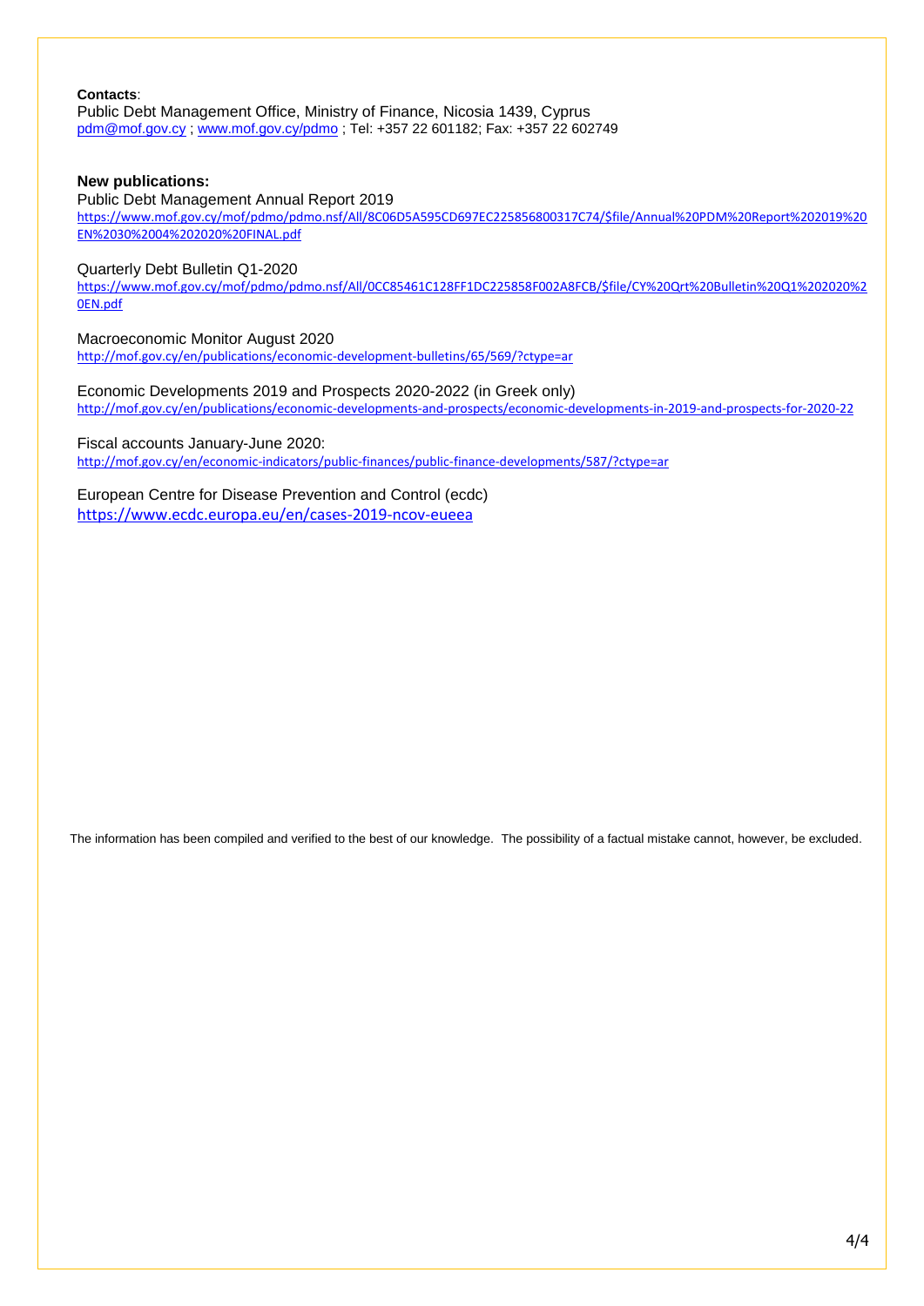**Contacts**:
Public Debt Management Office, Ministry of Finance, Nicosia 1439, Cyprus
pdm@mof.gov.cy ; www.mof.gov.cy/pdmo ; Tel: +357 22 601182; Fax: +357 22 602749

**New publications:**

Public Debt Management Annual Report 2019
https://www.mof.gov.cy/mof/pdmo/pdmo.nsf/All/8C06D5A595CD697EC225856800317C74/$file/Annual%20PDM%20Report%202019%20EN%2030%2004%202020%20FINAL.pdf

Quarterly Debt Bulletin Q1-2020
https://www.mof.gov.cy/mof/pdmo/pdmo.nsf/All/0CC85461C128FF1DC225858F002A8FCB/$file/CY%20Qrt%20Bulletin%20Q1%202020%20EN.pdf

Macroeconomic Monitor August 2020
http://mof.gov.cy/en/publications/economic-development-bulletins/65/569/?ctype=ar

Economic Developments 2019 and Prospects 2020-2022 (in Greek only)
http://mof.gov.cy/en/publications/economic-developments-and-prospects/economic-developments-in-2019-and-prospects-for-2020-22

Fiscal accounts January-June 2020:
http://mof.gov.cy/en/economic-indicators/public-finances/public-finance-developments/587/?ctype=ar

European Centre for Disease Prevention and Control (ecdc)
https://www.ecdc.europa.eu/en/cases-2019-ncov-eueea

The information has been compiled and verified to the best of our knowledge. The possibility of a factual mistake cannot, however, be excluded.